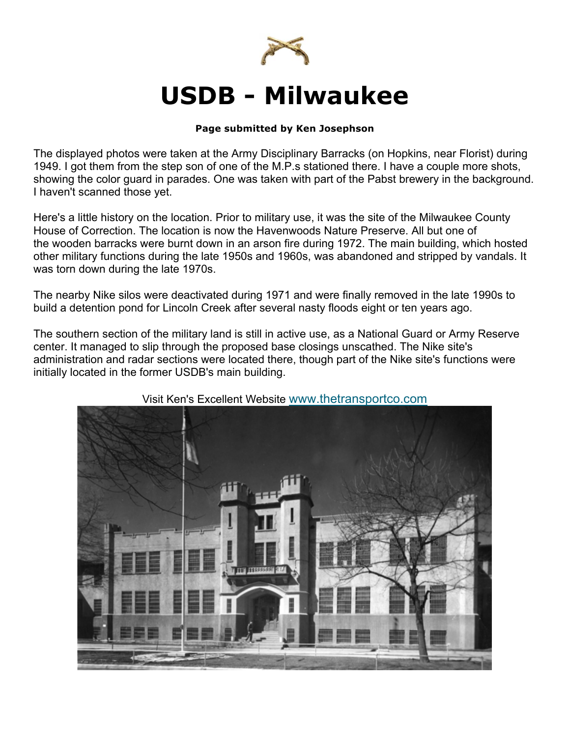# USDB - Milwaukee

**Page submitted by Ken Josephson**

The displayed photos were taken at the Army Disciplinary Barracks (on Hopkins, near Florist) during 1949. I got them from the step son of one of the M.P.s stationed there. I have a couple more shots, showing the color guard in parades. One was taken with part of the Pabst brewery in the background. I haven't scanned those yet.

Here's a little history on the location. Prior to military use, it was the site of the Milwaukee County House of Correction. The location is now the Havenwoods Nature Preserve. All but one of the wooden barracks were burnt down in an arson fire during 1972. The main building, which hosted other military functions during the late 1950s and 1960s, was abandoned and stripped by vandals. It was torn down during the late 1970s.

The nearby Nike silos were deactivated during 1971 and were finally removed in the late 1990s to build a detention pond for Lincoln Creek after several nasty floods eight or ten years ago.

The southern section of the military land is still in active use, as a National Guard or Army Reserve center. It managed to slip through the proposed base closings unscathed. The Nike site's administration and radar sections were located there, though part of the Nike site's functions were initially located in the former USDB's main building.

Visit Ken's Excellent Website www.thetransportco.com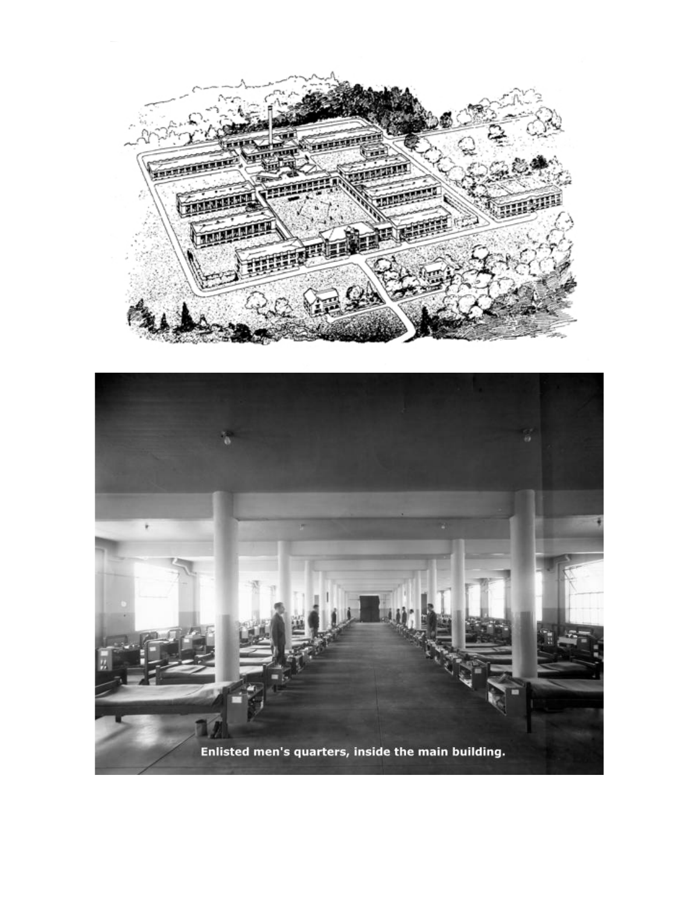Enlisted men's quarters, inside the main building.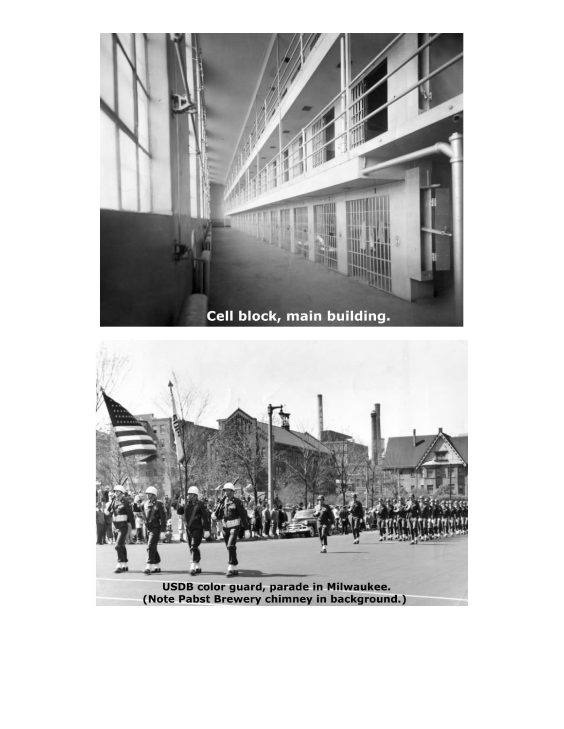Cell block, main building.

USDB color guard, parade in Milwaukee.
(Note Pabst Brewery chimney in background.)